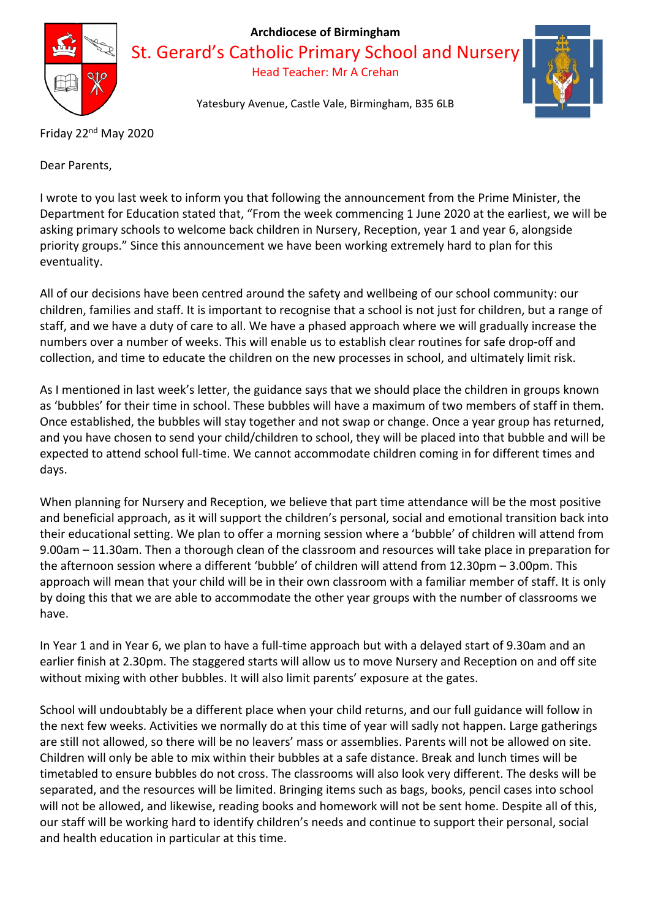**Archdiocese of Birmingham**

# St. Gerard's Catholic Primary School and Nursery

Head Teacher: Mr A Crehan

Yatesbury Avenue, Castle Vale, Birmingham, B35 6LB

Friday 22nd May 2020

Dear Parents,

I wrote to you last week to inform you that following the announcement from the Prime Minister, the Department for Education stated that, "From the week commencing 1 June 2020 at the earliest, we will be asking primary schools to welcome back children in Nursery, Reception, year 1 and year 6, alongside priority groups." Since this announcement we have been working extremely hard to plan for this eventuality.

All of our decisions have been centred around the safety and wellbeing of our school community: our children, families and staff. It is important to recognise that a school is not just for children, but a range of staff, and we have a duty of care to all. We have a phased approach where we will gradually increase the numbers over a number of weeks. This will enable us to establish clear routines for safe drop-off and collection, and time to educate the children on the new processes in school, and ultimately limit risk.

As I mentioned in last week's letter, the guidance says that we should place the children in groups known as 'bubbles' for their time in school. These bubbles will have a maximum of two members of staff in them. Once established, the bubbles will stay together and not swap or change. Once a year group has returned, and you have chosen to send your child/children to school, they will be placed into that bubble and will be expected to attend school full-time. We cannot accommodate children coming in for different times and days.

When planning for Nursery and Reception, we believe that part time attendance will be the most positive and beneficial approach, as it will support the children's personal, social and emotional transition back into their educational setting. We plan to offer a morning session where a 'bubble' of children will attend from 9.00am – 11.30am. Then a thorough clean of the classroom and resources will take place in preparation for the afternoon session where a different 'bubble' of children will attend from 12.30pm – 3.00pm. This approach will mean that your child will be in their own classroom with a familiar member of staff. It is only by doing this that we are able to accommodate the other year groups with the number of classrooms we have.

In Year 1 and in Year 6, we plan to have a full-time approach but with a delayed start of 9.30am and an earlier finish at 2.30pm. The staggered starts will allow us to move Nursery and Reception on and off site without mixing with other bubbles. It will also limit parents' exposure at the gates.

School will undoubtably be a different place when your child returns, and our full guidance will follow in the next few weeks. Activities we normally do at this time of year will sadly not happen. Large gatherings are still not allowed, so there will be no leavers' mass or assemblies. Parents will not be allowed on site. Children will only be able to mix within their bubbles at a safe distance. Break and lunch times will be timetabled to ensure bubbles do not cross. The classrooms will also look very different. The desks will be separated, and the resources will be limited. Bringing items such as bags, books, pencil cases into school will not be allowed, and likewise, reading books and homework will not be sent home. Despite all of this, our staff will be working hard to identify children's needs and continue to support their personal, social and health education in particular at this time.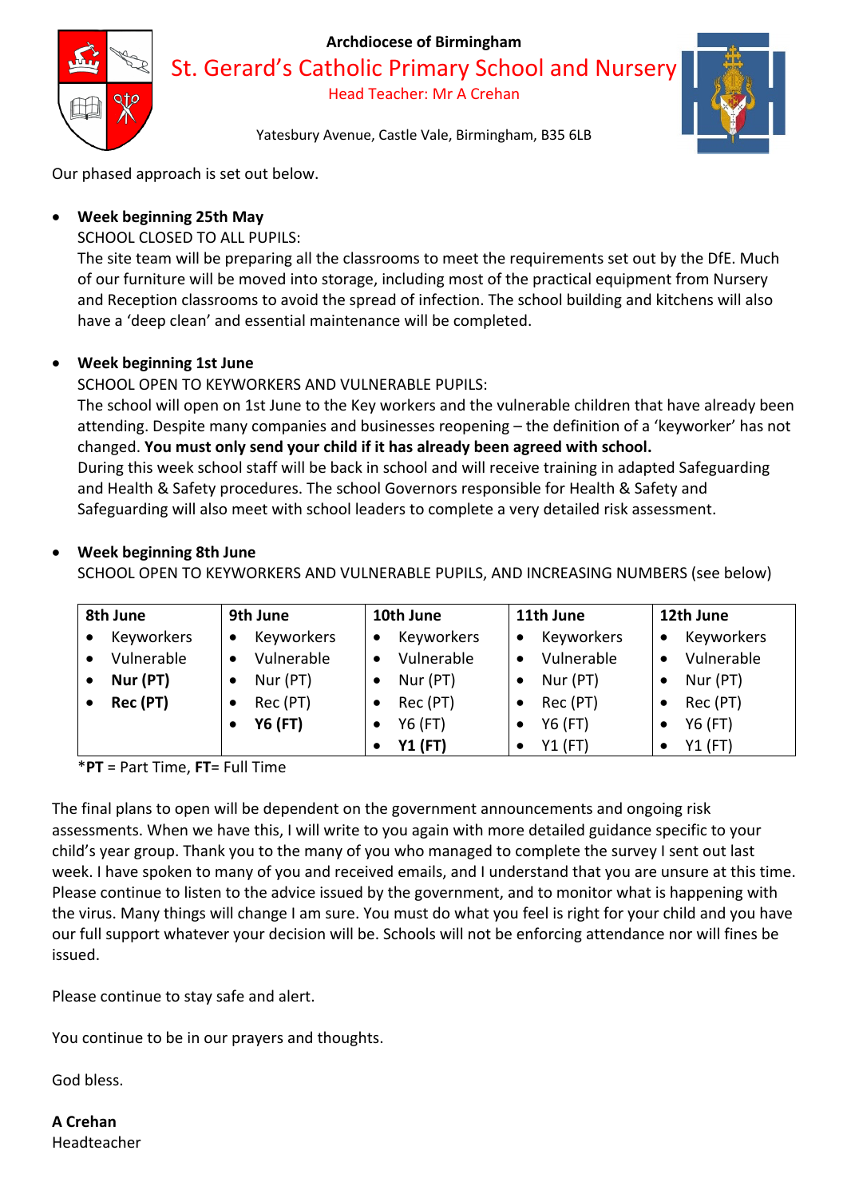Archdiocese of Birmingham

St. Gerard's Catholic Primary School and Nursery

Head Teacher: Mr A Crehan

Yatesbury Avenue, Castle Vale, Birmingham, B35 6LB

Our phased approach is set out below.

- **Week beginning 25th May**
  SCHOOL CLOSED TO ALL PUPILS:
  The site team will be preparing all the classrooms to meet the requirements set out by the DfE. Much of our furniture will be moved into storage, including most of the practical equipment from Nursery and Reception classrooms to avoid the spread of infection. The school building and kitchens will also have a 'deep clean' and essential maintenance will be completed.

- **Week beginning 1st June**
  SCHOOL OPEN TO KEYWORKERS AND VULNERABLE PUPILS:
  The school will open on 1st June to the Key workers and the vulnerable children that have already been attending. Despite many companies and businesses reopening – the definition of a 'keyworker' has not changed. **You must only send your child if it has already been agreed with school.**
  During this week school staff will be back in school and will receive training in adapted Safeguarding and Health & Safety procedures. The school Governors responsible for Health & Safety and Safeguarding will also meet with school leaders to complete a very detailed risk assessment.

- **Week beginning 8th June**
  SCHOOL OPEN TO KEYWORKERS AND VULNERABLE PUPILS, AND INCREASING NUMBERS (see below)

| 8th June | 9th June | 10th June | 11th June | 12th June |
|---|---|---|---|---|
| • Keyworkers | • Keyworkers | • Keyworkers | • Keyworkers | • Keyworkers |
| • Vulnerable | • Vulnerable | • Vulnerable | • Vulnerable | • Vulnerable |
| • **Nur (PT)** | • Nur (PT) | • Nur (PT) | • Nur (PT) | • Nur (PT) |
| • **Rec (PT)** | • Rec (PT) | • Rec (PT) | • Rec (PT) | • Rec (PT) |
| | • **Y6 (FT)** | • Y6 (FT) | • Y6 (FT) | • Y6 (FT) |
| | | • **Y1 (FT)** | • Y1 (FT) | • Y1 (FT) |

\***PT** = Part Time, **FT**= Full Time

The final plans to open will be dependent on the government announcements and ongoing risk assessments. When we have this, I will write to you again with more detailed guidance specific to your child's year group. Thank you to the many of you who managed to complete the survey I sent out last week. I have spoken to many of you and received emails, and I understand that you are unsure at this time. Please continue to listen to the advice issued by the government, and to monitor what is happening with the virus. Many things will change I am sure. You must do what you feel is right for your child and you have our full support whatever your decision will be. Schools will not be enforcing attendance nor will fines be issued.

Please continue to stay safe and alert.

You continue to be in our prayers and thoughts.

God bless.

**A Crehan**
Headteacher